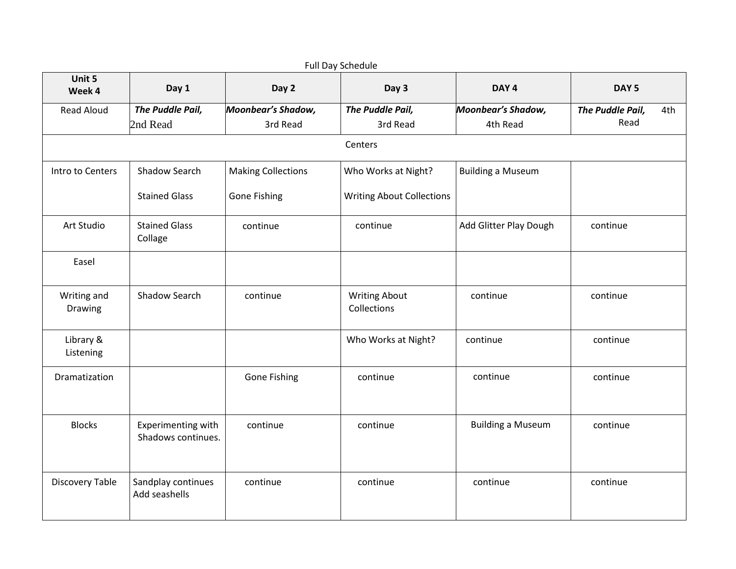Full Day Schedule

| Unit 5 Week 4 | Day 1 | Day 2 | Day 3 | DAY 4 | DAY 5 |
|---|---|---|---|---|---|
| Read Aloud | ***The Puddle Pail,*** 2nd Read | ***Moonbear's Shadow,*** 3rd Read | ***The Puddle Pail,*** 3rd Read | ***Moonbear's Shadow,*** 4th Read | ***The Puddle Pail,*** 4th Read |
| Centers | | | | | |
| Intro to Centers | Shadow Search<br><br>Stained Glass | Making Collections<br><br>Gone Fishing | Who Works at Night?<br><br>Writing About Collections | Building a Museum | |
| Art Studio | Stained Glass Collage | continue | continue | Add Glitter Play Dough | continue |
| Easel | | | | | |
| Writing and Drawing | Shadow Search | continue | Writing About Collections | continue | continue |
| Library & Listening | | | Who Works at Night? | continue | continue |
| Dramatization | | Gone Fishing | continue | continue | continue |
| Blocks | Experimenting with Shadows continues. | continue | continue | Building a Museum | continue |
| Discovery Table | Sandplay continues Add seashells | continue | continue | continue | continue |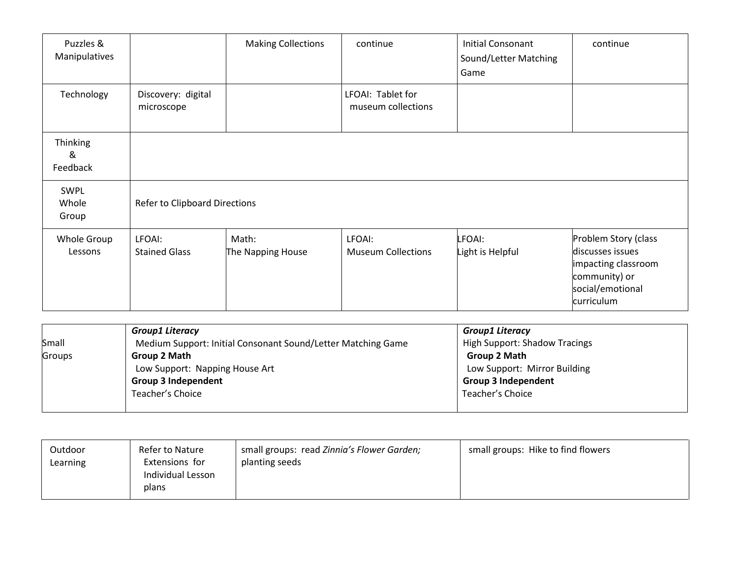| | | | | | |
|---|---|---|---|---|---|
| Puzzles & Manipulatives | | Making Collections | continue | Initial Consonant Sound/Letter Matching Game | continue |
| Technology | Discovery: digital microscope | | LFOAI: Tablet for museum collections | | |
| Thinking & Feedback | | | | | |
| SWPL Whole Group | Refer to Clipboard Directions | | | | |
| Whole Group Lessons | LFOAI: Stained Glass | Math: The Napping House | LFOAI: Museum Collections | LFOAI: Light is Helpful | Problem Story (class discusses issues impacting classroom community) or social/emotional curriculum |

| | | |
|---|---|---|
| Small Groups | ***Group1 Literacy***<br>Medium Support: Initial Consonant Sound/Letter Matching Game<br>**Group 2 Math**<br>Low Support: Napping House Art<br>**Group 3 Independent**<br>Teacher's Choice | ***Group1 Literacy***<br>High Support: Shadow Tracings<br>**Group 2 Math**<br>Low Support: Mirror Building<br>**Group 3 Independent**<br>Teacher's Choice |

| | | | |
|---|---|---|---|
| Outdoor Learning | Refer to Nature Extensions for Individual Lesson plans | small groups: read *Zinnia's Flower Garden;* planting seeds | small groups: Hike to find flowers |